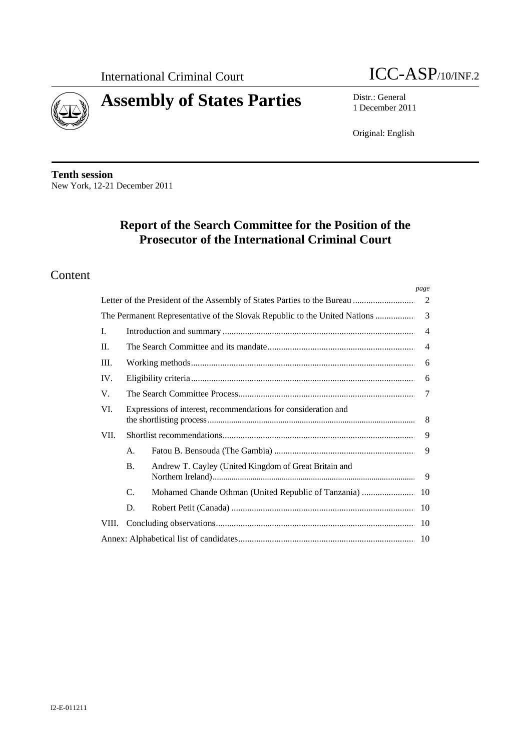International Criminal Court

ICC-ASP/10/INF.2

# Assembly of States Parties

Distr.: General
1 December 2011

Original: English

**Tenth session**
New York, 12-21 December 2011

## Report of the Search Committee for the Position of the Prosecutor of the International Criminal Court

## Content

| | | | page |
|---|---|---|---|
| Letter of the President of the Assembly of States Parties to the Bureau | | | 2 |
| The Permanent Representative of the Slovak Republic to the United Nations | | | 3 |
| I. | Introduction and summary | | 4 |
| II. | The Search Committee and its mandate | | 4 |
| III. | Working methods | | 6 |
| IV. | Eligibility criteria | | 6 |
| V. | The Search Committee Process | | 7 |
| VI. | Expressions of interest, recommendations for consideration and the shortlisting process | | 8 |
| VII. | Shortlist recommendations | | 9 |
| | A. | Fatou B. Bensouda (The Gambia) | 9 |
| | B. | Andrew T. Cayley (United Kingdom of Great Britain and Northern Ireland) | 9 |
| | C. | Mohamed Chande Othman (United Republic of Tanzania) | 10 |
| | D. | Robert Petit (Canada) | 10 |
| VIII. | Concluding observations | | 10 |
| Annex: Alphabetical list of candidates | | | 10 |

I2-E-011211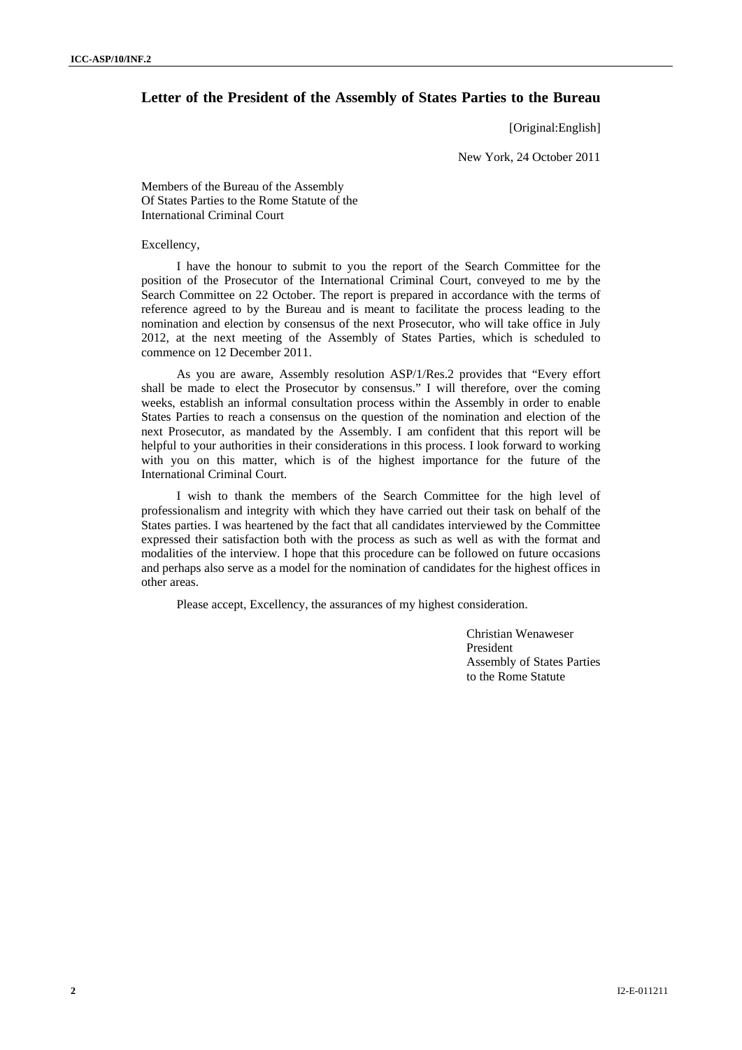## Letter of the President of the Assembly of States Parties to the Bureau

[Original:English]

New York, 24 October 2011

Members of the Bureau of the Assembly
Of States Parties to the Rome Statute of the
International Criminal Court

Excellency,

I have the honour to submit to you the report of the Search Committee for the position of the Prosecutor of the International Criminal Court, conveyed to me by the Search Committee on 22 October. The report is prepared in accordance with the terms of reference agreed to by the Bureau and is meant to facilitate the process leading to the nomination and election by consensus of the next Prosecutor, who will take office in July 2012, at the next meeting of the Assembly of States Parties, which is scheduled to commence on 12 December 2011.

As you are aware, Assembly resolution ASP/1/Res.2 provides that "Every effort shall be made to elect the Prosecutor by consensus." I will therefore, over the coming weeks, establish an informal consultation process within the Assembly in order to enable States Parties to reach a consensus on the question of the nomination and election of the next Prosecutor, as mandated by the Assembly. I am confident that this report will be helpful to your authorities in their considerations in this process. I look forward to working with you on this matter, which is of the highest importance for the future of the International Criminal Court.

I wish to thank the members of the Search Committee for the high level of professionalism and integrity with which they have carried out their task on behalf of the States parties. I was heartened by the fact that all candidates interviewed by the Committee expressed their satisfaction both with the process as such as well as with the format and modalities of the interview. I hope that this procedure can be followed on future occasions and perhaps also serve as a model for the nomination of candidates for the highest offices in other areas.

Please accept, Excellency, the assurances of my highest consideration.

Christian Wenaweser
President
Assembly of States Parties
to the Rome Statute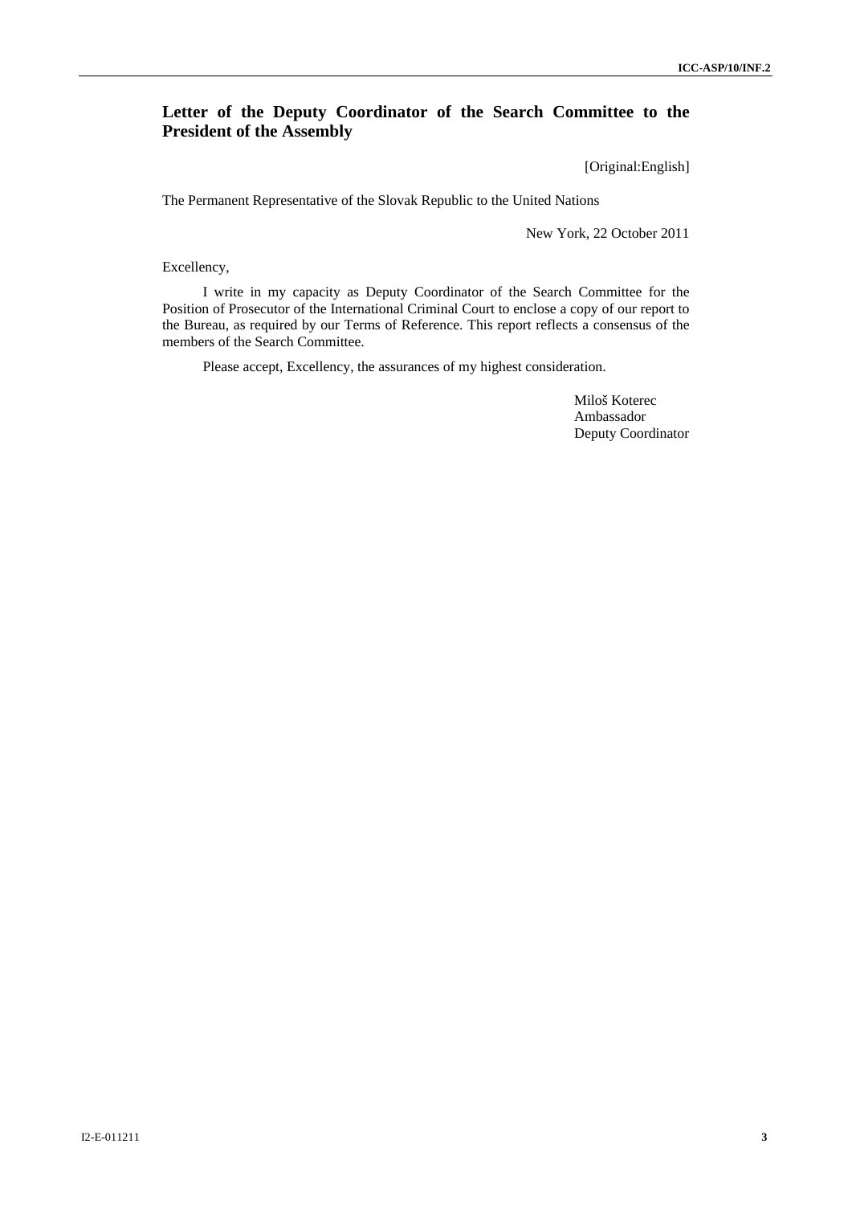## Letter of the Deputy Coordinator of the Search Committee to the President of the Assembly

[Original:English]

The Permanent Representative of the Slovak Republic to the United Nations

New York, 22 October 2011

Excellency,

I write in my capacity as Deputy Coordinator of the Search Committee for the Position of Prosecutor of the International Criminal Court to enclose a copy of our report to the Bureau, as required by our Terms of Reference. This report reflects a consensus of the members of the Search Committee.

Please accept, Excellency, the assurances of my highest consideration.

Miloš Koterec
Ambassador
Deputy Coordinator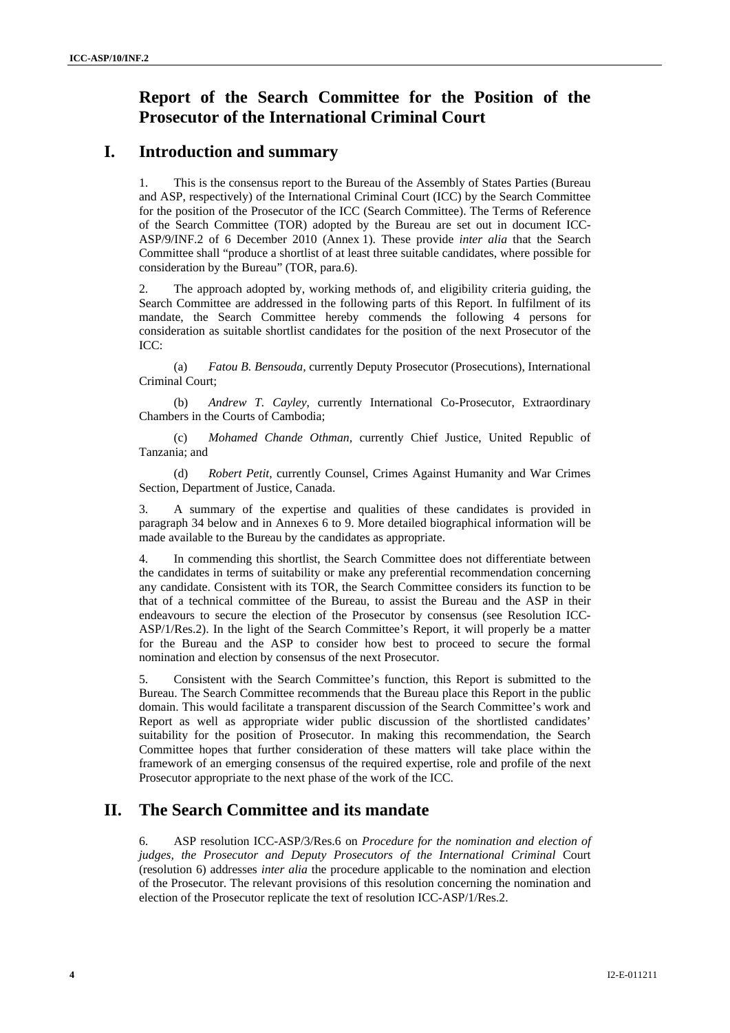# Report of the Search Committee for the Position of the Prosecutor of the International Criminal Court

## I. Introduction and summary

1. This is the consensus report to the Bureau of the Assembly of States Parties (Bureau and ASP, respectively) of the International Criminal Court (ICC) by the Search Committee for the position of the Prosecutor of the ICC (Search Committee). The Terms of Reference of the Search Committee (TOR) adopted by the Bureau are set out in document ICC-ASP/9/INF.2 of 6 December 2010 (Annex 1). These provide *inter alia* that the Search Committee shall "produce a shortlist of at least three suitable candidates, where possible for consideration by the Bureau" (TOR, para.6).

2. The approach adopted by, working methods of, and eligibility criteria guiding, the Search Committee are addressed in the following parts of this Report. In fulfilment of its mandate, the Search Committee hereby commends the following 4 persons for consideration as suitable shortlist candidates for the position of the next Prosecutor of the ICC:

(a) *Fatou B. Bensouda,* currently Deputy Prosecutor (Prosecutions), International Criminal Court;

(b) *Andrew T. Cayley,* currently International Co-Prosecutor, Extraordinary Chambers in the Courts of Cambodia;

(c) *Mohamed Chande Othman,* currently Chief Justice, United Republic of Tanzania; and

(d) *Robert Petit,* currently Counsel, Crimes Against Humanity and War Crimes Section, Department of Justice, Canada.

3. A summary of the expertise and qualities of these candidates is provided in paragraph 34 below and in Annexes 6 to 9. More detailed biographical information will be made available to the Bureau by the candidates as appropriate.

4. In commending this shortlist, the Search Committee does not differentiate between the candidates in terms of suitability or make any preferential recommendation concerning any candidate. Consistent with its TOR, the Search Committee considers its function to be that of a technical committee of the Bureau, to assist the Bureau and the ASP in their endeavours to secure the election of the Prosecutor by consensus (see Resolution ICC-ASP/1/Res.2). In the light of the Search Committee's Report, it will properly be a matter for the Bureau and the ASP to consider how best to proceed to secure the formal nomination and election by consensus of the next Prosecutor.

5. Consistent with the Search Committee's function, this Report is submitted to the Bureau. The Search Committee recommends that the Bureau place this Report in the public domain. This would facilitate a transparent discussion of the Search Committee's work and Report as well as appropriate wider public discussion of the shortlisted candidates' suitability for the position of Prosecutor. In making this recommendation, the Search Committee hopes that further consideration of these matters will take place within the framework of an emerging consensus of the required expertise, role and profile of the next Prosecutor appropriate to the next phase of the work of the ICC.

## II. The Search Committee and its mandate

6. ASP resolution ICC-ASP/3/Res.6 on *Procedure for the nomination and election of judges, the Prosecutor and Deputy Prosecutors of the International Criminal* Court (resolution 6) addresses *inter alia* the procedure applicable to the nomination and election of the Prosecutor. The relevant provisions of this resolution concerning the nomination and election of the Prosecutor replicate the text of resolution ICC-ASP/1/Res.2.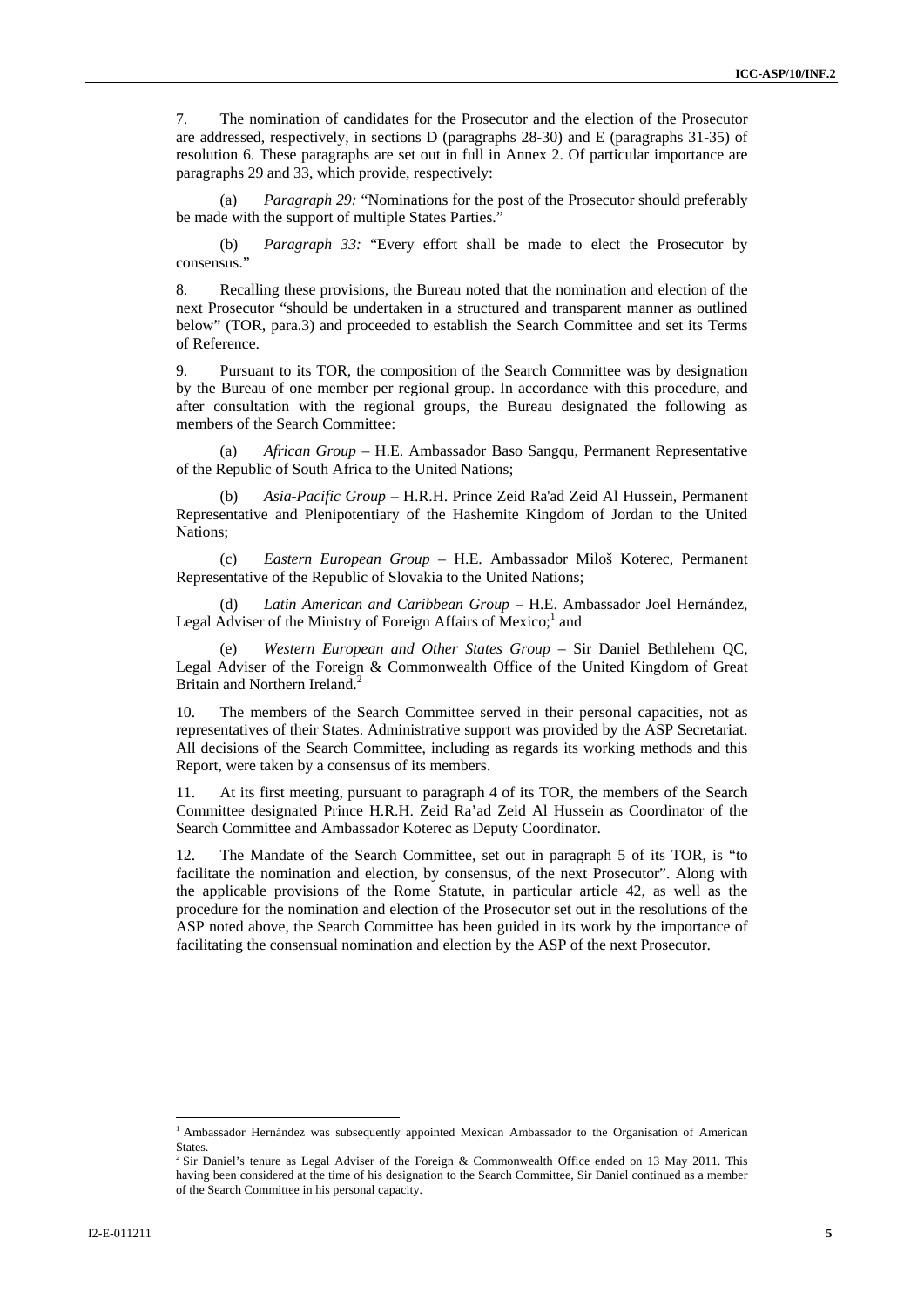7. The nomination of candidates for the Prosecutor and the election of the Prosecutor are addressed, respectively, in sections D (paragraphs 28-30) and E (paragraphs 31-35) of resolution 6. These paragraphs are set out in full in Annex 2. Of particular importance are paragraphs 29 and 33, which provide, respectively:

(a) *Paragraph 29:* "Nominations for the post of the Prosecutor should preferably be made with the support of multiple States Parties."

(b) *Paragraph 33:* "Every effort shall be made to elect the Prosecutor by consensus."

8. Recalling these provisions, the Bureau noted that the nomination and election of the next Prosecutor "should be undertaken in a structured and transparent manner as outlined below" (TOR, para.3) and proceeded to establish the Search Committee and set its Terms of Reference.

9. Pursuant to its TOR, the composition of the Search Committee was by designation by the Bureau of one member per regional group. In accordance with this procedure, and after consultation with the regional groups, the Bureau designated the following as members of the Search Committee:

(a) *African Group* – H.E. Ambassador Baso Sangqu, Permanent Representative of the Republic of South Africa to the United Nations;

(b) *Asia-Pacific Group* – H.R.H. Prince Zeid Ra'ad Zeid Al Hussein, Permanent Representative and Plenipotentiary of the Hashemite Kingdom of Jordan to the United Nations;

(c) *Eastern European Group* – H.E. Ambassador Miloš Koterec, Permanent Representative of the Republic of Slovakia to the United Nations;

(d) *Latin American and Caribbean Group* – H.E. Ambassador Joel Hernández, Legal Adviser of the Ministry of Foreign Affairs of Mexico;[1] and

(e) *Western European and Other States Group* – Sir Daniel Bethlehem QC, Legal Adviser of the Foreign & Commonwealth Office of the United Kingdom of Great Britain and Northern Ireland.[2]

10. The members of the Search Committee served in their personal capacities, not as representatives of their States. Administrative support was provided by the ASP Secretariat. All decisions of the Search Committee, including as regards its working methods and this Report, were taken by a consensus of its members.

11. At its first meeting, pursuant to paragraph 4 of its TOR, the members of the Search Committee designated Prince H.R.H. Zeid Ra'ad Zeid Al Hussein as Coordinator of the Search Committee and Ambassador Koterec as Deputy Coordinator.

12. The Mandate of the Search Committee, set out in paragraph 5 of its TOR, is "to facilitate the nomination and election, by consensus, of the next Prosecutor". Along with the applicable provisions of the Rome Statute, in particular article 42, as well as the procedure for the nomination and election of the Prosecutor set out in the resolutions of the ASP noted above, the Search Committee has been guided in its work by the importance of facilitating the consensual nomination and election by the ASP of the next Prosecutor.

---

[1] Ambassador Hernández was subsequently appointed Mexican Ambassador to the Organisation of American States.

[2] Sir Daniel's tenure as Legal Adviser of the Foreign & Commonwealth Office ended on 13 May 2011. This having been considered at the time of his designation to the Search Committee, Sir Daniel continued as a member of the Search Committee in his personal capacity.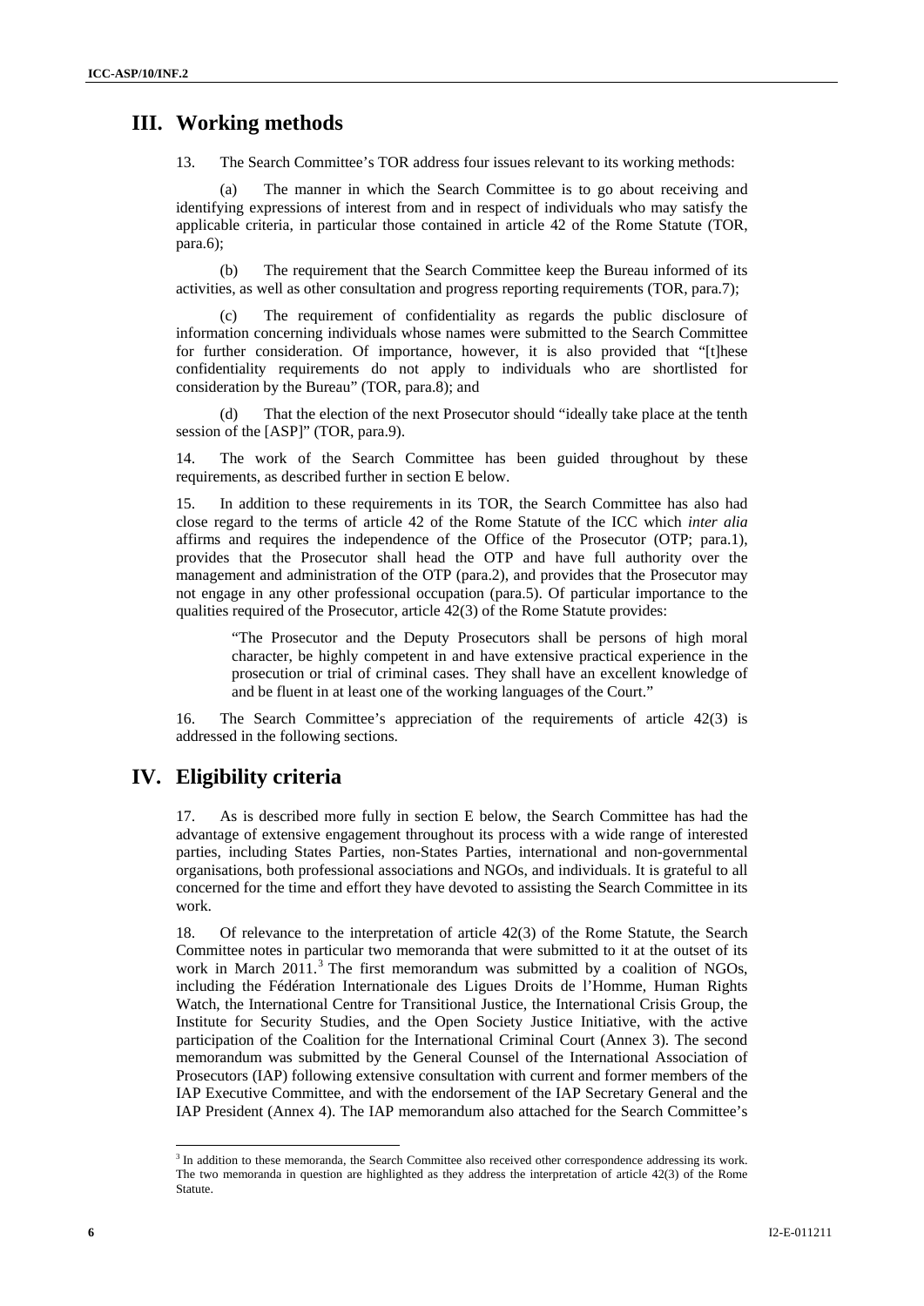## III. Working methods

13. The Search Committee's TOR address four issues relevant to its working methods:

(a) The manner in which the Search Committee is to go about receiving and identifying expressions of interest from and in respect of individuals who may satisfy the applicable criteria, in particular those contained in article 42 of the Rome Statute (TOR, para.6);

(b) The requirement that the Search Committee keep the Bureau informed of its activities, as well as other consultation and progress reporting requirements (TOR, para.7);

(c) The requirement of confidentiality as regards the public disclosure of information concerning individuals whose names were submitted to the Search Committee for further consideration. Of importance, however, it is also provided that "[t]hese confidentiality requirements do not apply to individuals who are shortlisted for consideration by the Bureau" (TOR, para.8); and

(d) That the election of the next Prosecutor should "ideally take place at the tenth session of the [ASP]" (TOR, para.9).

14. The work of the Search Committee has been guided throughout by these requirements, as described further in section E below.

15. In addition to these requirements in its TOR, the Search Committee has also had close regard to the terms of article 42 of the Rome Statute of the ICC which *inter alia* affirms and requires the independence of the Office of the Prosecutor (OTP; para.1), provides that the Prosecutor shall head the OTP and have full authority over the management and administration of the OTP (para.2), and provides that the Prosecutor may not engage in any other professional occupation (para.5). Of particular importance to the qualities required of the Prosecutor, article 42(3) of the Rome Statute provides:

> "The Prosecutor and the Deputy Prosecutors shall be persons of high moral character, be highly competent in and have extensive practical experience in the prosecution or trial of criminal cases. They shall have an excellent knowledge of and be fluent in at least one of the working languages of the Court."

16. The Search Committee's appreciation of the requirements of article 42(3) is addressed in the following sections.

## IV. Eligibility criteria

17. As is described more fully in section E below, the Search Committee has had the advantage of extensive engagement throughout its process with a wide range of interested parties, including States Parties, non-States Parties, international and non-governmental organisations, both professional associations and NGOs, and individuals. It is grateful to all concerned for the time and effort they have devoted to assisting the Search Committee in its work.

18. Of relevance to the interpretation of article 42(3) of the Rome Statute, the Search Committee notes in particular two memoranda that were submitted to it at the outset of its work in March 2011.[3] The first memorandum was submitted by a coalition of NGOs, including the Fédération Internationale des Ligues Droits de l'Homme, Human Rights Watch, the International Centre for Transitional Justice, the International Crisis Group, the Institute for Security Studies, and the Open Society Justice Initiative, with the active participation of the Coalition for the International Criminal Court (Annex 3). The second memorandum was submitted by the General Counsel of the International Association of Prosecutors (IAP) following extensive consultation with current and former members of the IAP Executive Committee, and with the endorsement of the IAP Secretary General and the IAP President (Annex 4). The IAP memorandum also attached for the Search Committee's

---

[3] In addition to these memoranda, the Search Committee also received other correspondence addressing its work. The two memoranda in question are highlighted as they address the interpretation of article 42(3) of the Rome Statute.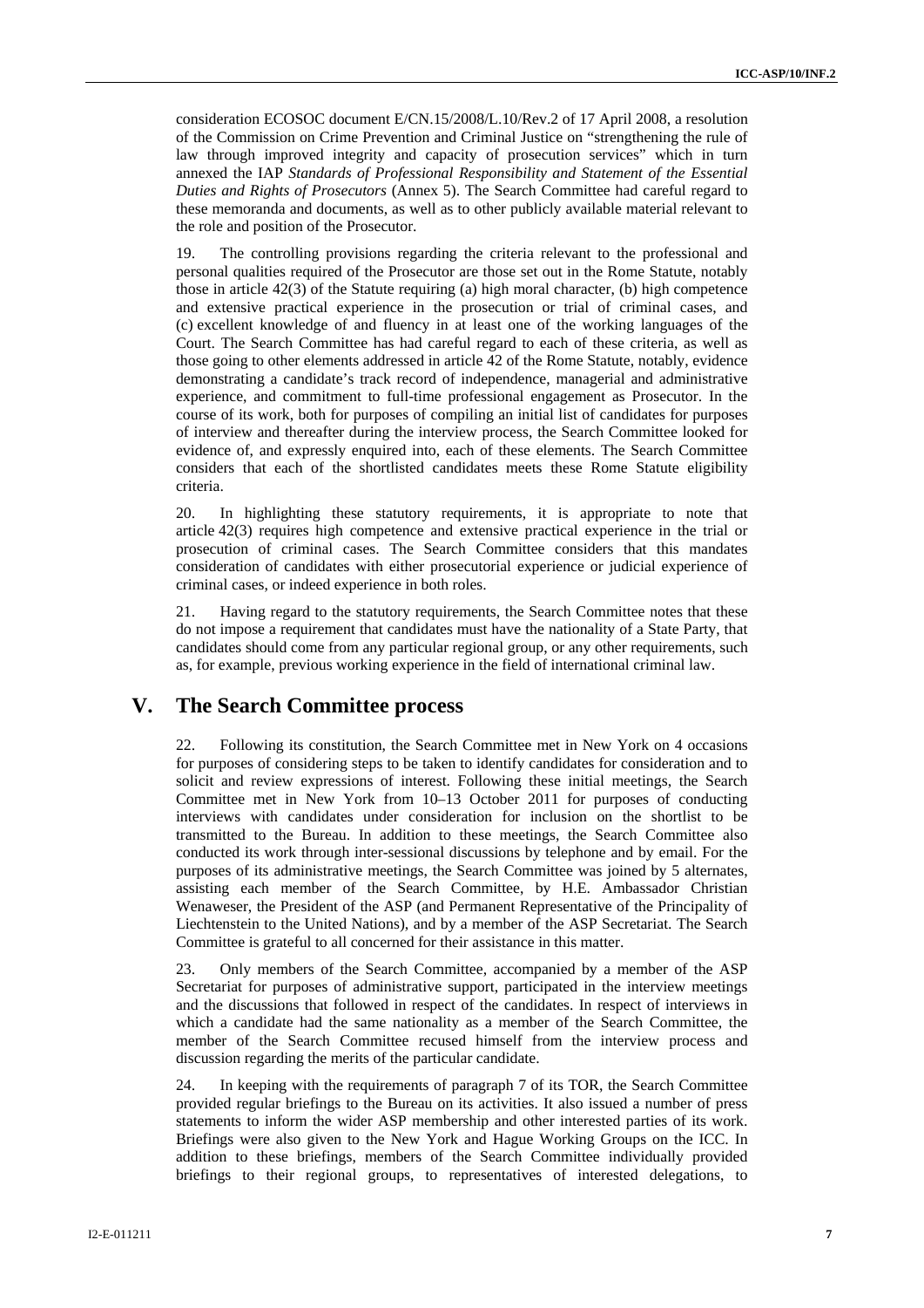consideration ECOSOC document E/CN.15/2008/L.10/Rev.2 of 17 April 2008, a resolution of the Commission on Crime Prevention and Criminal Justice on "strengthening the rule of law through improved integrity and capacity of prosecution services" which in turn annexed the IAP *Standards of Professional Responsibility and Statement of the Essential Duties and Rights of Prosecutors* (Annex 5). The Search Committee had careful regard to these memoranda and documents, as well as to other publicly available material relevant to the role and position of the Prosecutor.

19. The controlling provisions regarding the criteria relevant to the professional and personal qualities required of the Prosecutor are those set out in the Rome Statute, notably those in article 42(3) of the Statute requiring (a) high moral character, (b) high competence and extensive practical experience in the prosecution or trial of criminal cases, and (c) excellent knowledge of and fluency in at least one of the working languages of the Court. The Search Committee has had careful regard to each of these criteria, as well as those going to other elements addressed in article 42 of the Rome Statute, notably, evidence demonstrating a candidate's track record of independence, managerial and administrative experience, and commitment to full-time professional engagement as Prosecutor. In the course of its work, both for purposes of compiling an initial list of candidates for purposes of interview and thereafter during the interview process, the Search Committee looked for evidence of, and expressly enquired into, each of these elements. The Search Committee considers that each of the shortlisted candidates meets these Rome Statute eligibility criteria.

20. In highlighting these statutory requirements, it is appropriate to note that article 42(3) requires high competence and extensive practical experience in the trial or prosecution of criminal cases. The Search Committee considers that this mandates consideration of candidates with either prosecutorial experience or judicial experience of criminal cases, or indeed experience in both roles.

21. Having regard to the statutory requirements, the Search Committee notes that these do not impose a requirement that candidates must have the nationality of a State Party, that candidates should come from any particular regional group, or any other requirements, such as, for example, previous working experience in the field of international criminal law.

# V. The Search Committee process

22. Following its constitution, the Search Committee met in New York on 4 occasions for purposes of considering steps to be taken to identify candidates for consideration and to solicit and review expressions of interest. Following these initial meetings, the Search Committee met in New York from 10–13 October 2011 for purposes of conducting interviews with candidates under consideration for inclusion on the shortlist to be transmitted to the Bureau. In addition to these meetings, the Search Committee also conducted its work through inter-sessional discussions by telephone and by email. For the purposes of its administrative meetings, the Search Committee was joined by 5 alternates, assisting each member of the Search Committee, by H.E. Ambassador Christian Wenaweser, the President of the ASP (and Permanent Representative of the Principality of Liechtenstein to the United Nations), and by a member of the ASP Secretariat. The Search Committee is grateful to all concerned for their assistance in this matter.

23. Only members of the Search Committee, accompanied by a member of the ASP Secretariat for purposes of administrative support, participated in the interview meetings and the discussions that followed in respect of the candidates. In respect of interviews in which a candidate had the same nationality as a member of the Search Committee, the member of the Search Committee recused himself from the interview process and discussion regarding the merits of the particular candidate.

24. In keeping with the requirements of paragraph 7 of its TOR, the Search Committee provided regular briefings to the Bureau on its activities. It also issued a number of press statements to inform the wider ASP membership and other interested parties of its work. Briefings were also given to the New York and Hague Working Groups on the ICC. In addition to these briefings, members of the Search Committee individually provided briefings to their regional groups, to representatives of interested delegations, to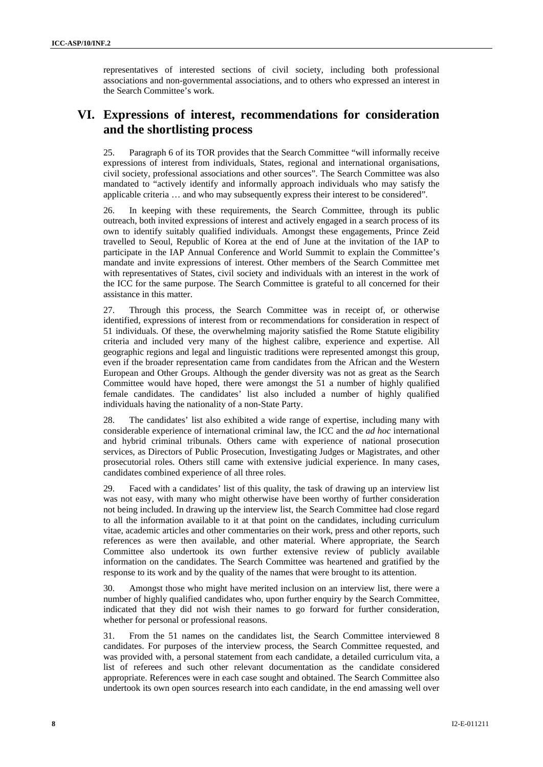representatives of interested sections of civil society, including both professional associations and non-governmental associations, and to others who expressed an interest in the Search Committee's work.

## VI. Expressions of interest, recommendations for consideration and the shortlisting process

25. Paragraph 6 of its TOR provides that the Search Committee "will informally receive expressions of interest from individuals, States, regional and international organisations, civil society, professional associations and other sources". The Search Committee was also mandated to "actively identify and informally approach individuals who may satisfy the applicable criteria … and who may subsequently express their interest to be considered".

26. In keeping with these requirements, the Search Committee, through its public outreach, both invited expressions of interest and actively engaged in a search process of its own to identify suitably qualified individuals. Amongst these engagements, Prince Zeid travelled to Seoul, Republic of Korea at the end of June at the invitation of the IAP to participate in the IAP Annual Conference and World Summit to explain the Committee's mandate and invite expressions of interest. Other members of the Search Committee met with representatives of States, civil society and individuals with an interest in the work of the ICC for the same purpose. The Search Committee is grateful to all concerned for their assistance in this matter.

27. Through this process, the Search Committee was in receipt of, or otherwise identified, expressions of interest from or recommendations for consideration in respect of 51 individuals. Of these, the overwhelming majority satisfied the Rome Statute eligibility criteria and included very many of the highest calibre, experience and expertise. All geographic regions and legal and linguistic traditions were represented amongst this group, even if the broader representation came from candidates from the African and the Western European and Other Groups. Although the gender diversity was not as great as the Search Committee would have hoped, there were amongst the 51 a number of highly qualified female candidates. The candidates' list also included a number of highly qualified individuals having the nationality of a non-State Party.

28. The candidates' list also exhibited a wide range of expertise, including many with considerable experience of international criminal law, the ICC and the *ad hoc* international and hybrid criminal tribunals. Others came with experience of national prosecution services, as Directors of Public Prosecution, Investigating Judges or Magistrates, and other prosecutorial roles. Others still came with extensive judicial experience. In many cases, candidates combined experience of all three roles.

29. Faced with a candidates' list of this quality, the task of drawing up an interview list was not easy, with many who might otherwise have been worthy of further consideration not being included. In drawing up the interview list, the Search Committee had close regard to all the information available to it at that point on the candidates, including curriculum vitae, academic articles and other commentaries on their work, press and other reports, such references as were then available, and other material. Where appropriate, the Search Committee also undertook its own further extensive review of publicly available information on the candidates. The Search Committee was heartened and gratified by the response to its work and by the quality of the names that were brought to its attention.

30. Amongst those who might have merited inclusion on an interview list, there were a number of highly qualified candidates who, upon further enquiry by the Search Committee, indicated that they did not wish their names to go forward for further consideration, whether for personal or professional reasons.

31. From the 51 names on the candidates list, the Search Committee interviewed 8 candidates. For purposes of the interview process, the Search Committee requested, and was provided with, a personal statement from each candidate, a detailed curriculum vita, a list of referees and such other relevant documentation as the candidate considered appropriate. References were in each case sought and obtained. The Search Committee also undertook its own open sources research into each candidate, in the end amassing well over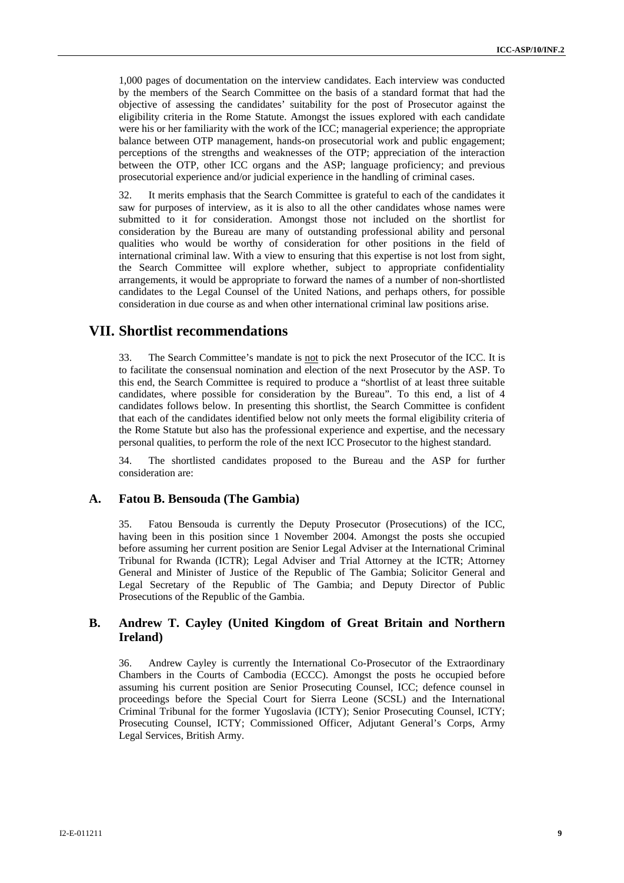1,000 pages of documentation on the interview candidates. Each interview was conducted by the members of the Search Committee on the basis of a standard format that had the objective of assessing the candidates' suitability for the post of Prosecutor against the eligibility criteria in the Rome Statute. Amongst the issues explored with each candidate were his or her familiarity with the work of the ICC; managerial experience; the appropriate balance between OTP management, hands-on prosecutorial work and public engagement; perceptions of the strengths and weaknesses of the OTP; appreciation of the interaction between the OTP, other ICC organs and the ASP; language proficiency; and previous prosecutorial experience and/or judicial experience in the handling of criminal cases.

32. It merits emphasis that the Search Committee is grateful to each of the candidates it saw for purposes of interview, as it is also to all the other candidates whose names were submitted to it for consideration. Amongst those not included on the shortlist for consideration by the Bureau are many of outstanding professional ability and personal qualities who would be worthy of consideration for other positions in the field of international criminal law. With a view to ensuring that this expertise is not lost from sight, the Search Committee will explore whether, subject to appropriate confidentiality arrangements, it would be appropriate to forward the names of a number of non-shortlisted candidates to the Legal Counsel of the United Nations, and perhaps others, for possible consideration in due course as and when other international criminal law positions arise.

# VII. Shortlist recommendations

33. The Search Committee's mandate is not to pick the next Prosecutor of the ICC. It is to facilitate the consensual nomination and election of the next Prosecutor by the ASP. To this end, the Search Committee is required to produce a "shortlist of at least three suitable candidates, where possible for consideration by the Bureau". To this end, a list of 4 candidates follows below. In presenting this shortlist, the Search Committee is confident that each of the candidates identified below not only meets the formal eligibility criteria of the Rome Statute but also has the professional experience and expertise, and the necessary personal qualities, to perform the role of the next ICC Prosecutor to the highest standard.

34. The shortlisted candidates proposed to the Bureau and the ASP for further consideration are:

## A. Fatou B. Bensouda (The Gambia)

35. Fatou Bensouda is currently the Deputy Prosecutor (Prosecutions) of the ICC, having been in this position since 1 November 2004. Amongst the posts she occupied before assuming her current position are Senior Legal Adviser at the International Criminal Tribunal for Rwanda (ICTR); Legal Adviser and Trial Attorney at the ICTR; Attorney General and Minister of Justice of the Republic of The Gambia; Solicitor General and Legal Secretary of the Republic of The Gambia; and Deputy Director of Public Prosecutions of the Republic of the Gambia.

## B. Andrew T. Cayley (United Kingdom of Great Britain and Northern Ireland)

36. Andrew Cayley is currently the International Co-Prosecutor of the Extraordinary Chambers in the Courts of Cambodia (ECCC). Amongst the posts he occupied before assuming his current position are Senior Prosecuting Counsel, ICC; defence counsel in proceedings before the Special Court for Sierra Leone (SCSL) and the International Criminal Tribunal for the former Yugoslavia (ICTY); Senior Prosecuting Counsel, ICTY; Prosecuting Counsel, ICTY; Commissioned Officer, Adjutant General's Corps, Army Legal Services, British Army.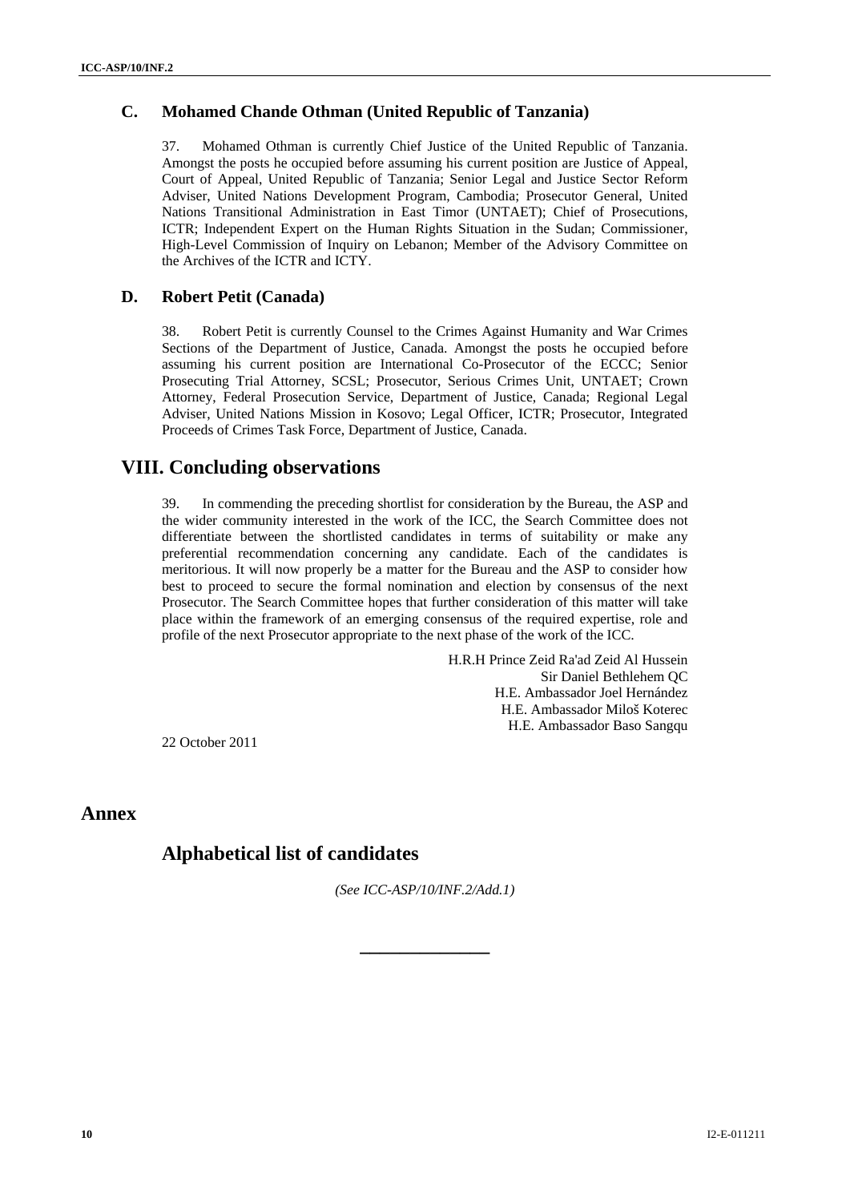## C. Mohamed Chande Othman (United Republic of Tanzania)

37. Mohamed Othman is currently Chief Justice of the United Republic of Tanzania. Amongst the posts he occupied before assuming his current position are Justice of Appeal, Court of Appeal, United Republic of Tanzania; Senior Legal and Justice Sector Reform Adviser, United Nations Development Program, Cambodia; Prosecutor General, United Nations Transitional Administration in East Timor (UNTAET); Chief of Prosecutions, ICTR; Independent Expert on the Human Rights Situation in the Sudan; Commissioner, High-Level Commission of Inquiry on Lebanon; Member of the Advisory Committee on the Archives of the ICTR and ICTY.

## D. Robert Petit (Canada)

38. Robert Petit is currently Counsel to the Crimes Against Humanity and War Crimes Sections of the Department of Justice, Canada. Amongst the posts he occupied before assuming his current position are International Co-Prosecutor of the ECCC; Senior Prosecuting Trial Attorney, SCSL; Prosecutor, Serious Crimes Unit, UNTAET; Crown Attorney, Federal Prosecution Service, Department of Justice, Canada; Regional Legal Adviser, United Nations Mission in Kosovo; Legal Officer, ICTR; Prosecutor, Integrated Proceeds of Crimes Task Force, Department of Justice, Canada.

# VIII. Concluding observations

39. In commending the preceding shortlist for consideration by the Bureau, the ASP and the wider community interested in the work of the ICC, the Search Committee does not differentiate between the shortlisted candidates in terms of suitability or make any preferential recommendation concerning any candidate. Each of the candidates is meritorious. It will now properly be a matter for the Bureau and the ASP to consider how best to proceed to secure the formal nomination and election by consensus of the next Prosecutor. The Search Committee hopes that further consideration of this matter will take place within the framework of an emerging consensus of the required expertise, role and profile of the next Prosecutor appropriate to the next phase of the work of the ICC.

H.R.H Prince Zeid Ra'ad Zeid Al Hussein
Sir Daniel Bethlehem QC
H.E. Ambassador Joel Hernández
H.E. Ambassador Miloš Koterec
H.E. Ambassador Baso Sangqu

22 October 2011

# Annex

## Alphabetical list of candidates

*(See ICC-ASP/10/INF.2/Add.1)*